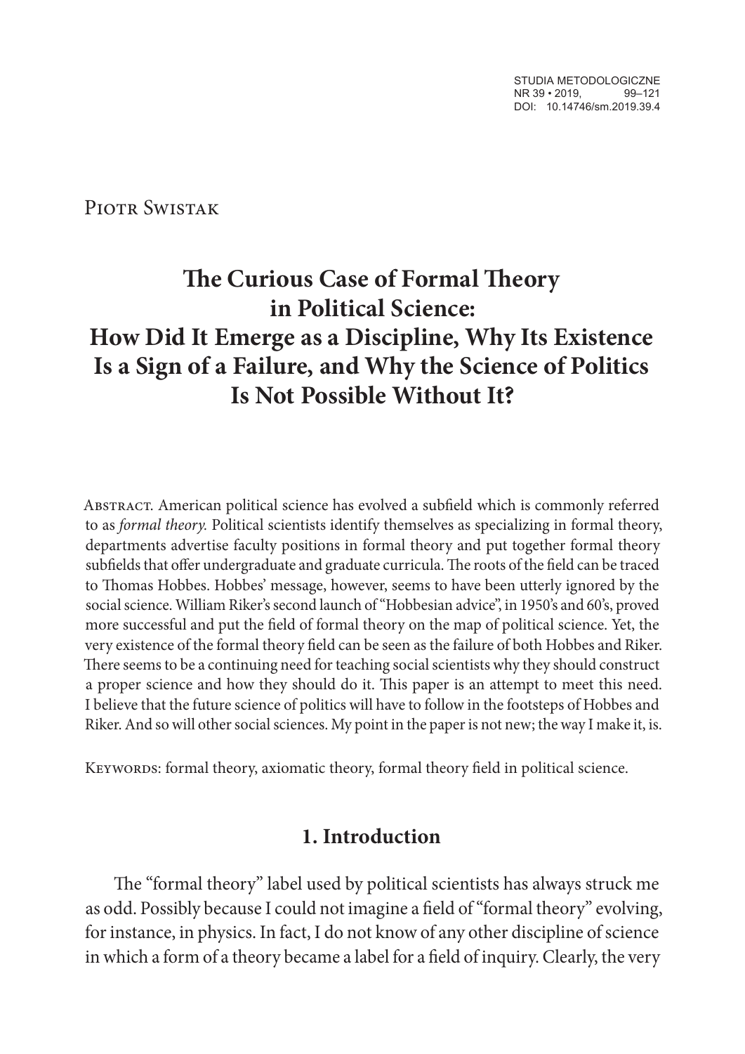Piotr Swistak

# The Curious Case of Formal Theory in Political Science: How Did It Emerge as a Discipline, Why Its Existence Is a Sign of a Failure, and Why the Science of Politics Is Not Possible Without It?

Abstract. American political science has evolved a subfield which is commonly referred to as *formal theory.* Political scientists identify themselves as specializing in formal theory, departments advertise faculty positions in formal theory and put together formal theory subfields that offer undergraduate and graduate curricula. The roots of the field can be traced to Thomas Hobbes. Hobbes' message, however, seems to have been utterly ignored by the social science. William Riker's second launch of "Hobbesian advice", in 1950's and 60's, proved more successful and put the field of formal theory on the map of political science. Yet, the very existence of the formal theory field can be seen as the failure of both Hobbes and Riker. There seems to be a continuing need for teaching social scientists why they should construct a proper science and how they should do it. This paper is an attempt to meet this need. I believe that the future science of politics will have to follow in the footsteps of Hobbes and Riker. And so will other social sciences. My point in the paper is not new; the way I make it, is.

Keywords: formal theory, axiomatic theory, formal theory field in political science.

## 1. Introduction

The "formal theory" label used by political scientists has always struck me as odd. Possibly because I could not imagine a field of "formal theory" evolving, for instance, in physics. In fact, I do not know of any other discipline of science in which a form of a theory became a label for a field of inquiry. Clearly, the very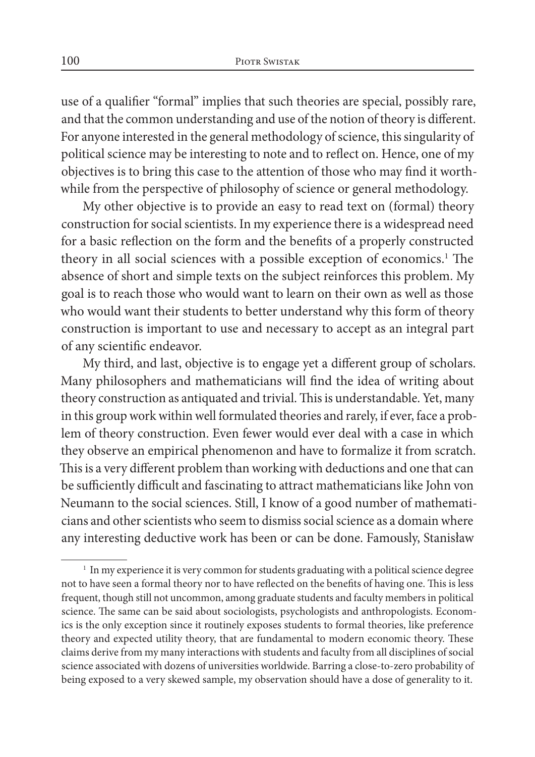use of a qualifier "formal" implies that such theories are special, possibly rare, and that the common understanding and use of the notion of theory is different. For anyone interested in the general methodology of science, this singularity of political science may be interesting to note and to reflect on. Hence, one of my objectives is to bring this case to the attention of those who may find it worthwhile from the perspective of philosophy of science or general methodology.

My other objective is to provide an easy to read text on (formal) theory construction for social scientists. In my experience there is a widespread need for a basic reflection on the form and the benefits of a properly constructed theory in all social sciences with a possible exception of economics.[1] The absence of short and simple texts on the subject reinforces this problem. My goal is to reach those who would want to learn on their own as well as those who would want their students to better understand why this form of theory construction is important to use and necessary to accept as an integral part of any scientific endeavor.

My third, and last, objective is to engage yet a different group of scholars. Many philosophers and mathematicians will find the idea of writing about theory construction as antiquated and trivial. This is understandable. Yet, many in this group work within well formulated theories and rarely, if ever, face a problem of theory construction. Even fewer would ever deal with a case in which they observe an empirical phenomenon and have to formalize it from scratch. This is a very different problem than working with deductions and one that can be sufficiently difficult and fascinating to attract mathematicians like John von Neumann to the social sciences. Still, I know of a good number of mathematicians and other scientists who seem to dismiss social science as a domain where any interesting deductive work has been or can be done. Famously, Stanisław

[1] In my experience it is very common for students graduating with a political science degree not to have seen a formal theory nor to have reflected on the benefits of having one. This is less frequent, though still not uncommon, among graduate students and faculty members in political science. The same can be said about sociologists, psychologists and anthropologists. Economics is the only exception since it routinely exposes students to formal theories, like preference theory and expected utility theory, that are fundamental to modern economic theory. These claims derive from my many interactions with students and faculty from all disciplines of social science associated with dozens of universities worldwide. Barring a close-to-zero probability of being exposed to a very skewed sample, my observation should have a dose of generality to it.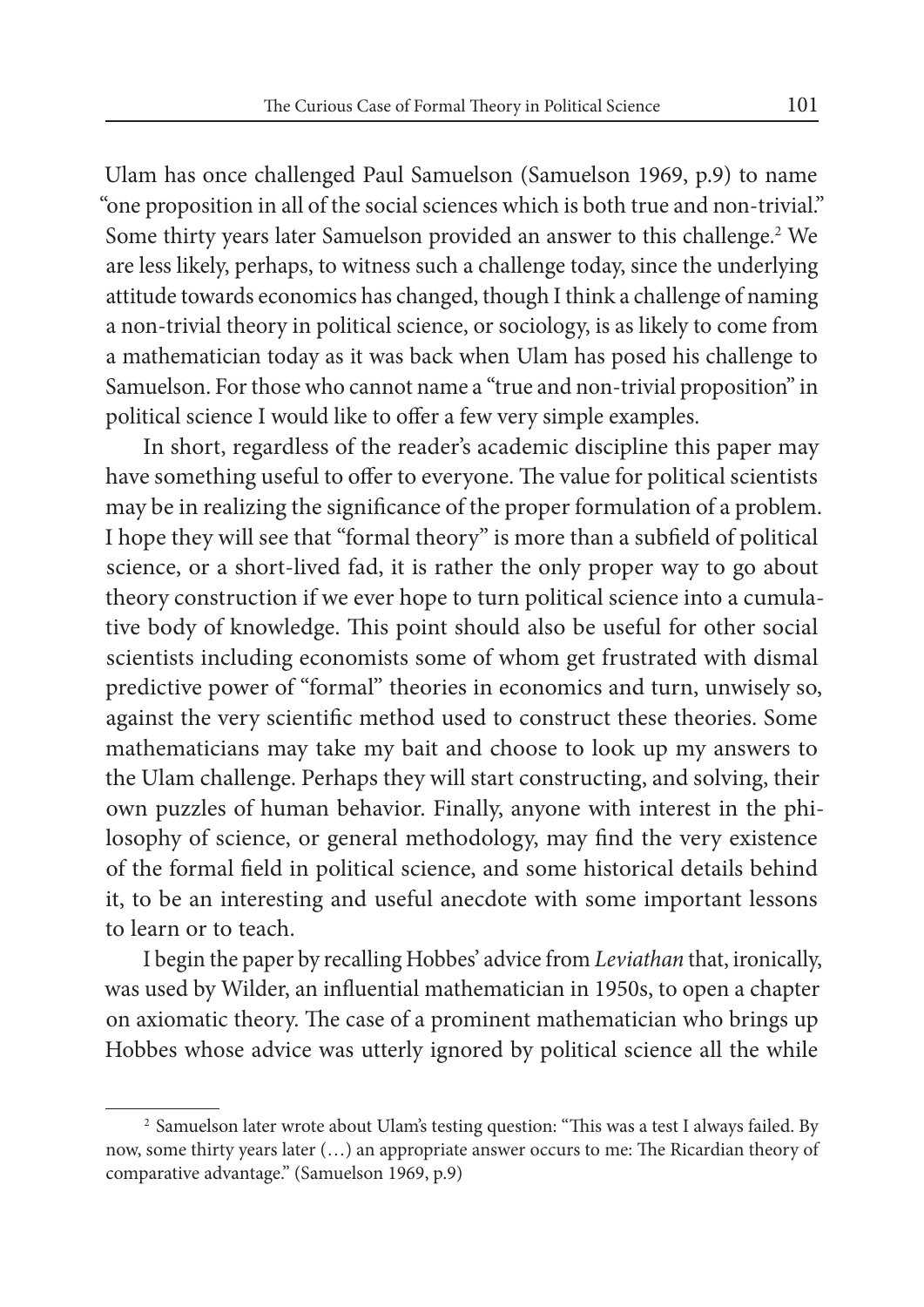Ulam has once challenged Paul Samuelson (Samuelson 1969, p.9) to name "one proposition in all of the social sciences which is both true and non-trivial." Some thirty years later Samuelson provided an answer to this challenge.[2] We are less likely, perhaps, to witness such a challenge today, since the underlying attitude towards economics has changed, though I think a challenge of naming a non-trivial theory in political science, or sociology, is as likely to come from a mathematician today as it was back when Ulam has posed his challenge to Samuelson. For those who cannot name a "true and non-trivial proposition" in political science I would like to offer a few very simple examples.

In short, regardless of the reader's academic discipline this paper may have something useful to offer to everyone. The value for political scientists may be in realizing the significance of the proper formulation of a problem. I hope they will see that "formal theory" is more than a subfield of political science, or a short-lived fad, it is rather the only proper way to go about theory construction if we ever hope to turn political science into a cumulative body of knowledge. This point should also be useful for other social scientists including economists some of whom get frustrated with dismal predictive power of "formal" theories in economics and turn, unwisely so, against the very scientific method used to construct these theories. Some mathematicians may take my bait and choose to look up my answers to the Ulam challenge. Perhaps they will start constructing, and solving, their own puzzles of human behavior. Finally, anyone with interest in the philosophy of science, or general methodology, may find the very existence of the formal field in political science, and some historical details behind it, to be an interesting and useful anecdote with some important lessons to learn or to teach.

I begin the paper by recalling Hobbes' advice from *Leviathan* that, ironically, was used by Wilder, an influential mathematician in 1950s, to open a chapter on axiomatic theory. The case of a prominent mathematician who brings up Hobbes whose advice was utterly ignored by political science all the while

[2] Samuelson later wrote about Ulam's testing question: "This was a test I always failed. By now, some thirty years later (…) an appropriate answer occurs to me: The Ricardian theory of comparative advantage." (Samuelson 1969, p.9)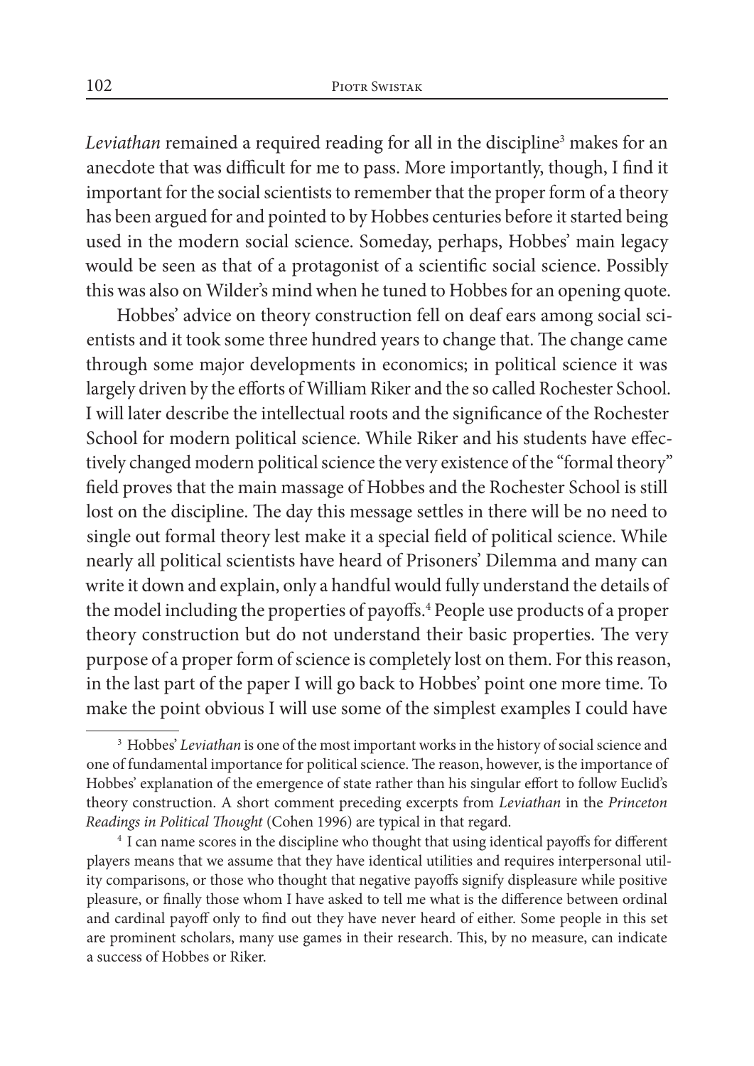*Leviathan* remained a required reading for all in the discipline[3] makes for an anecdote that was difficult for me to pass. More importantly, though, I find it important for the social scientists to remember that the proper form of a theory has been argued for and pointed to by Hobbes centuries before it started being used in the modern social science. Someday, perhaps, Hobbes' main legacy would be seen as that of a protagonist of a scientific social science. Possibly this was also on Wilder's mind when he tuned to Hobbes for an opening quote.

Hobbes' advice on theory construction fell on deaf ears among social scientists and it took some three hundred years to change that. The change came through some major developments in economics; in political science it was largely driven by the efforts of William Riker and the so called Rochester School. I will later describe the intellectual roots and the significance of the Rochester School for modern political science. While Riker and his students have effectively changed modern political science the very existence of the "formal theory" field proves that the main massage of Hobbes and the Rochester School is still lost on the discipline. The day this message settles in there will be no need to single out formal theory lest make it a special field of political science. While nearly all political scientists have heard of Prisoners' Dilemma and many can write it down and explain, only a handful would fully understand the details of the model including the properties of payoffs.[4] People use products of a proper theory construction but do not understand their basic properties. The very purpose of a proper form of science is completely lost on them. For this reason, in the last part of the paper I will go back to Hobbes' point one more time. To make the point obvious I will use some of the simplest examples I could have

[3] Hobbes' *Leviathan* is one of the most important works in the history of social science and one of fundamental importance for political science. The reason, however, is the importance of Hobbes' explanation of the emergence of state rather than his singular effort to follow Euclid's theory construction. A short comment preceding excerpts from *Leviathan* in the *Princeton Readings in Political Thought* (Cohen 1996) are typical in that regard.

[4] I can name scores in the discipline who thought that using identical payoffs for different players means that we assume that they have identical utilities and requires interpersonal utility comparisons, or those who thought that negative payoffs signify displeasure while positive pleasure, or finally those whom I have asked to tell me what is the difference between ordinal and cardinal payoff only to find out they have never heard of either. Some people in this set are prominent scholars, many use games in their research. This, by no measure, can indicate a success of Hobbes or Riker.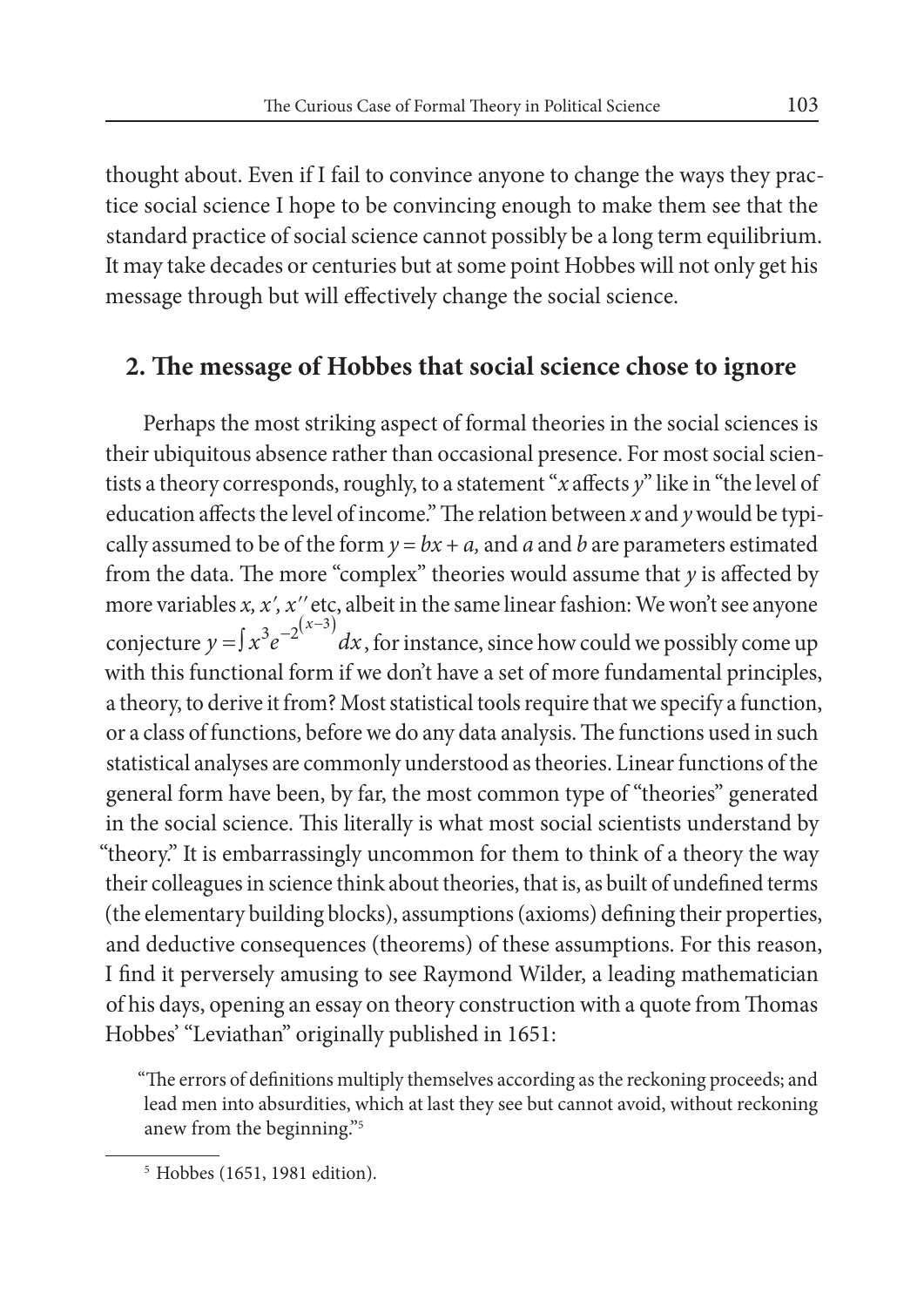thought about. Even if I fail to convince anyone to change the ways they practice social science I hope to be convincing enough to make them see that the standard practice of social science cannot possibly be a long term equilibrium. It may take decades or centuries but at some point Hobbes will not only get his message through but will effectively change the social science.

## 2. The message of Hobbes that social science chose to ignore

Perhaps the most striking aspect of formal theories in the social sciences is their ubiquitous absence rather than occasional presence. For most social scientists a theory corresponds, roughly, to a statement "$x$ affects $y$" like in "the level of education affects the level of income." The relation between $x$ and $y$ would be typically assumed to be of the form $y = bx + a$, and $a$ and $b$ are parameters estimated from the data. The more "complex" theories would assume that $y$ is affected by more variables $x, x', x''$ etc, albeit in the same linear fashion: We won't see anyone conjecture $y = \int x^3 e^{-2^{(x-3)}} dx$, for instance, since how could we possibly come up with this functional form if we don't have a set of more fundamental principles, a theory, to derive it from? Most statistical tools require that we specify a function, or a class of functions, before we do any data analysis. The functions used in such statistical analyses are commonly understood as theories. Linear functions of the general form have been, by far, the most common type of "theories" generated in the social science. This literally is what most social scientists understand by "theory." It is embarrassingly uncommon for them to think of a theory the way their colleagues in science think about theories, that is, as built of undefined terms (the elementary building blocks), assumptions (axioms) defining their properties, and deductive consequences (theorems) of these assumptions. For this reason, I find it perversely amusing to see Raymond Wilder, a leading mathematician of his days, opening an essay on theory construction with a quote from Thomas Hobbes' "Leviathan" originally published in 1651:

> "The errors of definitions multiply themselves according as the reckoning proceeds; and lead men into absurdities, which at last they see but cannot avoid, without reckoning anew from the beginning."[5]

[5] Hobbes (1651, 1981 edition).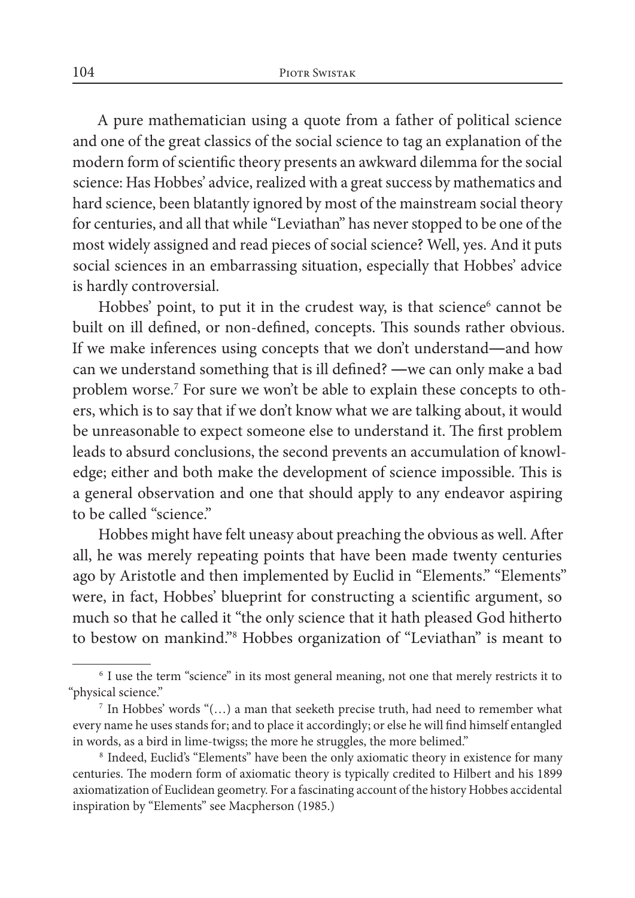A pure mathematician using a quote from a father of political science and one of the great classics of the social science to tag an explanation of the modern form of scientific theory presents an awkward dilemma for the social science: Has Hobbes' advice, realized with a great success by mathematics and hard science, been blatantly ignored by most of the mainstream social theory for centuries, and all that while "Leviathan" has never stopped to be one of the most widely assigned and read pieces of social science? Well, yes. And it puts social sciences in an embarrassing situation, especially that Hobbes' advice is hardly controversial.

Hobbes' point, to put it in the crudest way, is that science[6] cannot be built on ill defined, or non-defined, concepts. This sounds rather obvious. If we make inferences using concepts that we don't understand—and how can we understand something that is ill defined? —we can only make a bad problem worse.[7] For sure we won't be able to explain these concepts to others, which is to say that if we don't know what we are talking about, it would be unreasonable to expect someone else to understand it. The first problem leads to absurd conclusions, the second prevents an accumulation of knowledge; either and both make the development of science impossible. This is a general observation and one that should apply to any endeavor aspiring to be called "science."

Hobbes might have felt uneasy about preaching the obvious as well. After all, he was merely repeating points that have been made twenty centuries ago by Aristotle and then implemented by Euclid in "Elements." "Elements" were, in fact, Hobbes' blueprint for constructing a scientific argument, so much so that he called it "the only science that it hath pleased God hitherto to bestow on mankind."[8] Hobbes organization of "Leviathan" is meant to

---

[6] I use the term "science" in its most general meaning, not one that merely restricts it to "physical science."

[7] In Hobbes' words "(…) a man that seeketh precise truth, had need to remember what every name he uses stands for; and to place it accordingly; or else he will find himself entangled in words, as a bird in lime-twigss; the more he struggles, the more belimed."

[8] Indeed, Euclid's "Elements" have been the only axiomatic theory in existence for many centuries. The modern form of axiomatic theory is typically credited to Hilbert and his 1899 axiomatization of Euclidean geometry. For a fascinating account of the history Hobbes accidental inspiration by "Elements" see Macpherson (1985.)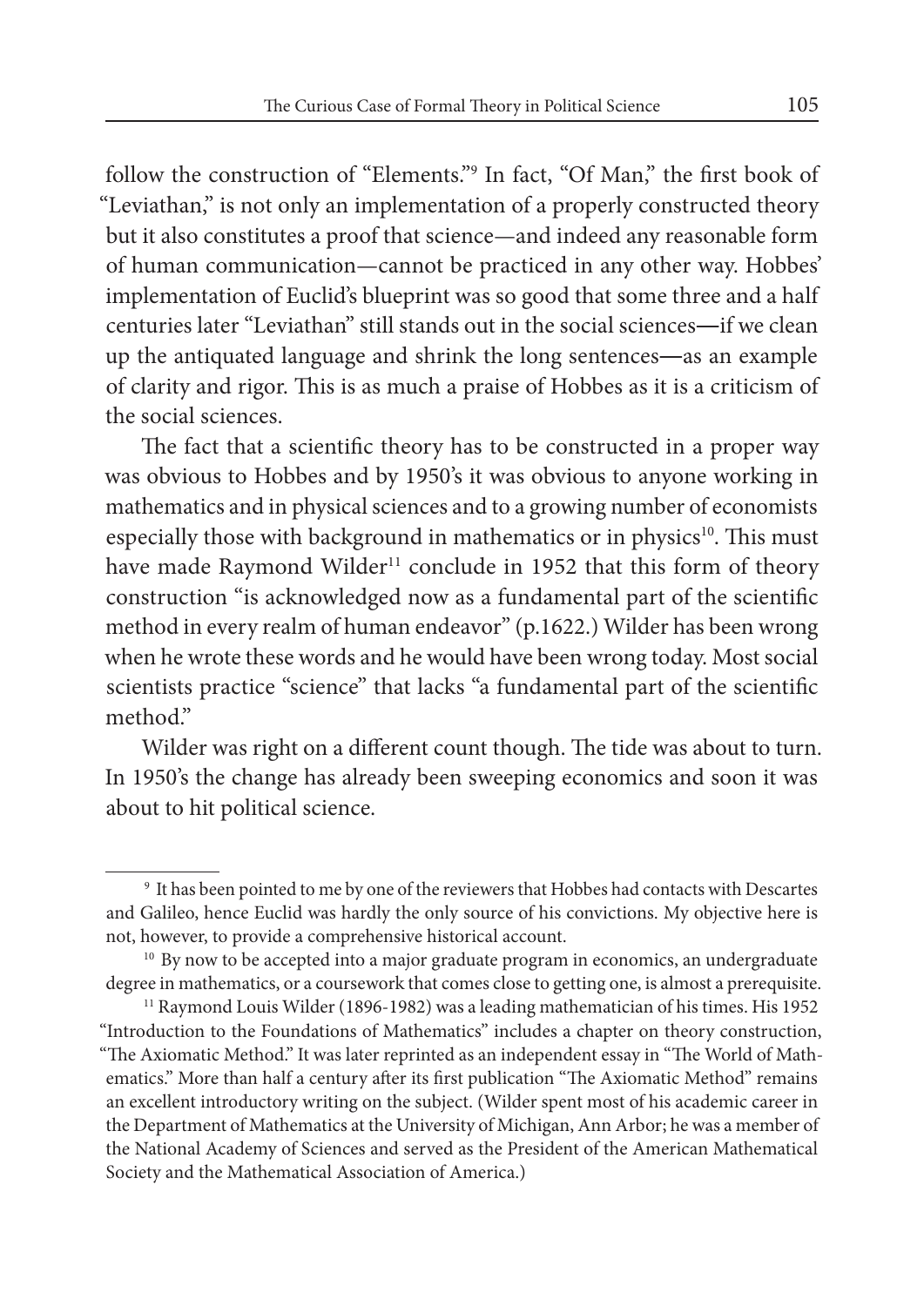follow the construction of "Elements."[9] In fact, "Of Man," the first book of "Leviathan," is not only an implementation of a properly constructed theory but it also constitutes a proof that science—and indeed any reasonable form of human communication—cannot be practiced in any other way. Hobbes' implementation of Euclid's blueprint was so good that some three and a half centuries later "Leviathan" still stands out in the social sciences—if we clean up the antiquated language and shrink the long sentences—as an example of clarity and rigor. This is as much a praise of Hobbes as it is a criticism of the social sciences.

The fact that a scientific theory has to be constructed in a proper way was obvious to Hobbes and by 1950's it was obvious to anyone working in mathematics and in physical sciences and to a growing number of economists especially those with background in mathematics or in physics[10]. This must have made Raymond Wilder[11] conclude in 1952 that this form of theory construction "is acknowledged now as a fundamental part of the scientific method in every realm of human endeavor" (p.1622.) Wilder has been wrong when he wrote these words and he would have been wrong today. Most social scientists practice "science" that lacks "a fundamental part of the scientific method."

Wilder was right on a different count though. The tide was about to turn. In 1950's the change has already been sweeping economics and soon it was about to hit political science.

---

[9] It has been pointed to me by one of the reviewers that Hobbes had contacts with Descartes and Galileo, hence Euclid was hardly the only source of his convictions. My objective here is not, however, to provide a comprehensive historical account.

[10] By now to be accepted into a major graduate program in economics, an undergraduate degree in mathematics, or a coursework that comes close to getting one, is almost a prerequisite.

[11] Raymond Louis Wilder (1896-1982) was a leading mathematician of his times. His 1952 "Introduction to the Foundations of Mathematics" includes a chapter on theory construction, "The Axiomatic Method." It was later reprinted as an independent essay in "The World of Mathematics." More than half a century after its first publication "The Axiomatic Method" remains an excellent introductory writing on the subject. (Wilder spent most of his academic career in the Department of Mathematics at the University of Michigan, Ann Arbor; he was a member of the National Academy of Sciences and served as the President of the American Mathematical Society and the Mathematical Association of America.)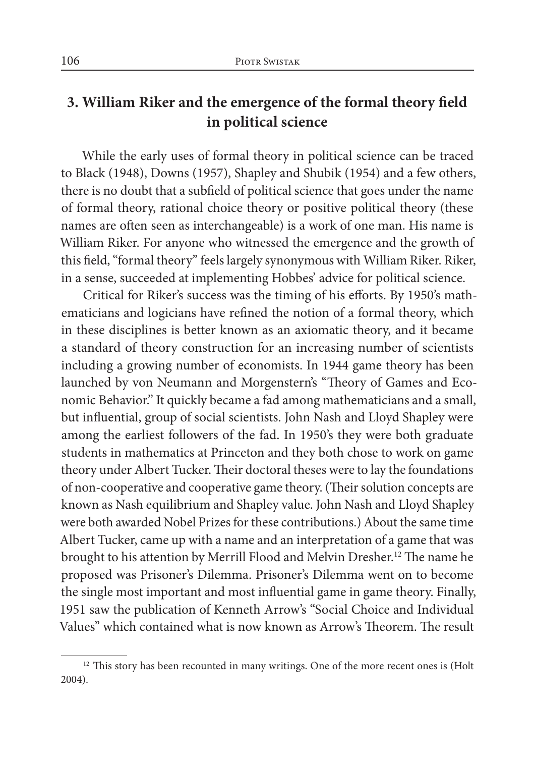## 3. William Riker and the emergence of the formal theory field in political science

While the early uses of formal theory in political science can be traced to Black (1948), Downs (1957), Shapley and Shubik (1954) and a few others, there is no doubt that a subfield of political science that goes under the name of formal theory, rational choice theory or positive political theory (these names are often seen as interchangeable) is a work of one man. His name is William Riker. For anyone who witnessed the emergence and the growth of this field, "formal theory" feels largely synonymous with William Riker. Riker, in a sense, succeeded at implementing Hobbes' advice for political science.

Critical for Riker's success was the timing of his efforts. By 1950's mathematicians and logicians have refined the notion of a formal theory, which in these disciplines is better known as an axiomatic theory, and it became a standard of theory construction for an increasing number of scientists including a growing number of economists. In 1944 game theory has been launched by von Neumann and Morgenstern's "Theory of Games and Economic Behavior." It quickly became a fad among mathematicians and a small, but influential, group of social scientists. John Nash and Lloyd Shapley were among the earliest followers of the fad. In 1950's they were both graduate students in mathematics at Princeton and they both chose to work on game theory under Albert Tucker. Their doctoral theses were to lay the foundations of non-cooperative and cooperative game theory. (Their solution concepts are known as Nash equilibrium and Shapley value. John Nash and Lloyd Shapley were both awarded Nobel Prizes for these contributions.) About the same time Albert Tucker, came up with a name and an interpretation of a game that was brought to his attention by Merrill Flood and Melvin Dresher.[12] The name he proposed was Prisoner's Dilemma. Prisoner's Dilemma went on to become the single most important and most influential game in game theory. Finally, 1951 saw the publication of Kenneth Arrow's "Social Choice and Individual Values" which contained what is now known as Arrow's Theorem. The result

[12] This story has been recounted in many writings. One of the more recent ones is (Holt 2004).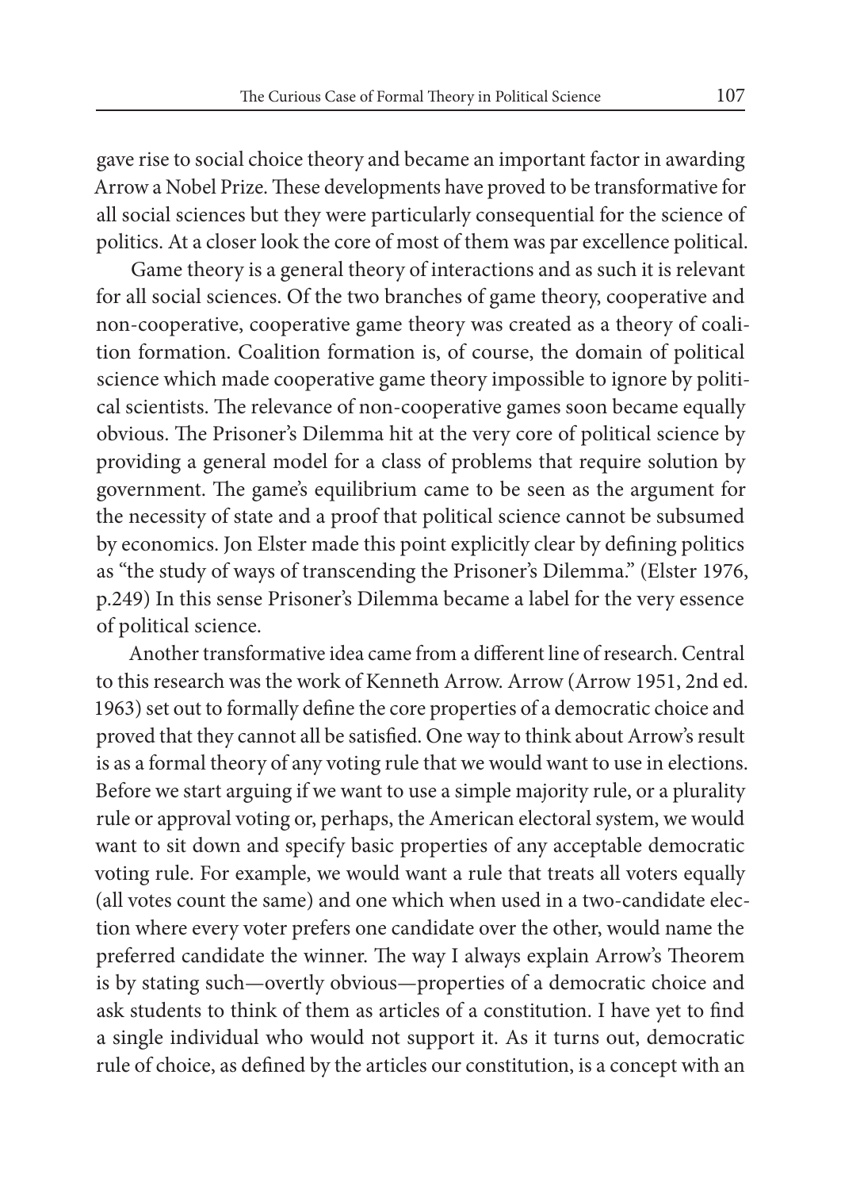gave rise to social choice theory and became an important factor in awarding Arrow a Nobel Prize. These developments have proved to be transformative for all social sciences but they were particularly consequential for the science of politics. At a closer look the core of most of them was par excellence political.

Game theory is a general theory of interactions and as such it is relevant for all social sciences. Of the two branches of game theory, cooperative and non-cooperative, cooperative game theory was created as a theory of coalition formation. Coalition formation is, of course, the domain of political science which made cooperative game theory impossible to ignore by political scientists. The relevance of non-cooperative games soon became equally obvious. The Prisoner's Dilemma hit at the very core of political science by providing a general model for a class of problems that require solution by government. The game's equilibrium came to be seen as the argument for the necessity of state and a proof that political science cannot be subsumed by economics. Jon Elster made this point explicitly clear by defining politics as "the study of ways of transcending the Prisoner's Dilemma." (Elster 1976, p.249) In this sense Prisoner's Dilemma became a label for the very essence of political science.

Another transformative idea came from a different line of research. Central to this research was the work of Kenneth Arrow. Arrow (Arrow 1951, 2nd ed. 1963) set out to formally define the core properties of a democratic choice and proved that they cannot all be satisfied. One way to think about Arrow's result is as a formal theory of any voting rule that we would want to use in elections. Before we start arguing if we want to use a simple majority rule, or a plurality rule or approval voting or, perhaps, the American electoral system, we would want to sit down and specify basic properties of any acceptable democratic voting rule. For example, we would want a rule that treats all voters equally (all votes count the same) and one which when used in a two-candidate election where every voter prefers one candidate over the other, would name the preferred candidate the winner. The way I always explain Arrow's Theorem is by stating such—overtly obvious—properties of a democratic choice and ask students to think of them as articles of a constitution. I have yet to find a single individual who would not support it. As it turns out, democratic rule of choice, as defined by the articles our constitution, is a concept with an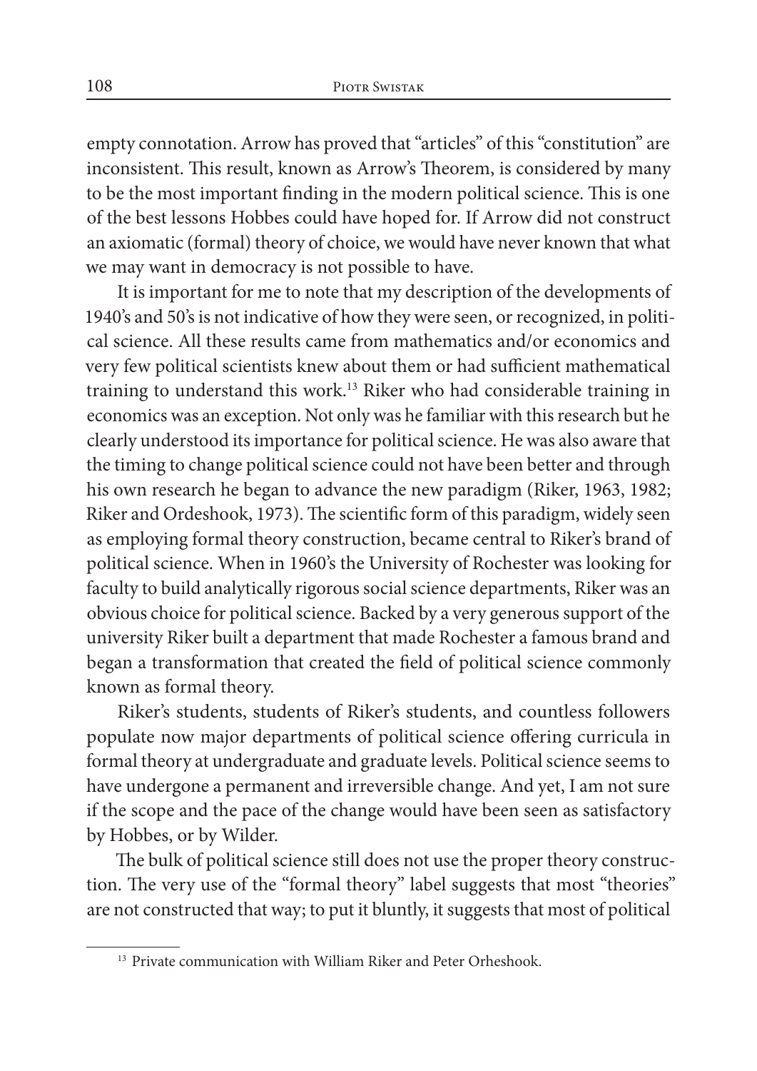empty connotation. Arrow has proved that "articles" of this "constitution" are inconsistent. This result, known as Arrow's Theorem, is considered by many to be the most important finding in the modern political science. This is one of the best lessons Hobbes could have hoped for. If Arrow did not construct an axiomatic (formal) theory of choice, we would have never known that what we may want in democracy is not possible to have.

It is important for me to note that my description of the developments of 1940's and 50's is not indicative of how they were seen, or recognized, in political science. All these results came from mathematics and/or economics and very few political scientists knew about them or had sufficient mathematical training to understand this work.[13] Riker who had considerable training in economics was an exception. Not only was he familiar with this research but he clearly understood its importance for political science. He was also aware that the timing to change political science could not have been better and through his own research he began to advance the new paradigm (Riker, 1963, 1982; Riker and Ordeshook, 1973). The scientific form of this paradigm, widely seen as employing formal theory construction, became central to Riker's brand of political science. When in 1960's the University of Rochester was looking for faculty to build analytically rigorous social science departments, Riker was an obvious choice for political science. Backed by a very generous support of the university Riker built a department that made Rochester a famous brand and began a transformation that created the field of political science commonly known as formal theory.

Riker's students, students of Riker's students, and countless followers populate now major departments of political science offering curricula in formal theory at undergraduate and graduate levels. Political science seems to have undergone a permanent and irreversible change. And yet, I am not sure if the scope and the pace of the change would have been seen as satisfactory by Hobbes, or by Wilder.

The bulk of political science still does not use the proper theory construction. The very use of the "formal theory" label suggests that most "theories" are not constructed that way; to put it bluntly, it suggests that most of political

[13] Private communication with William Riker and Peter Orheshook.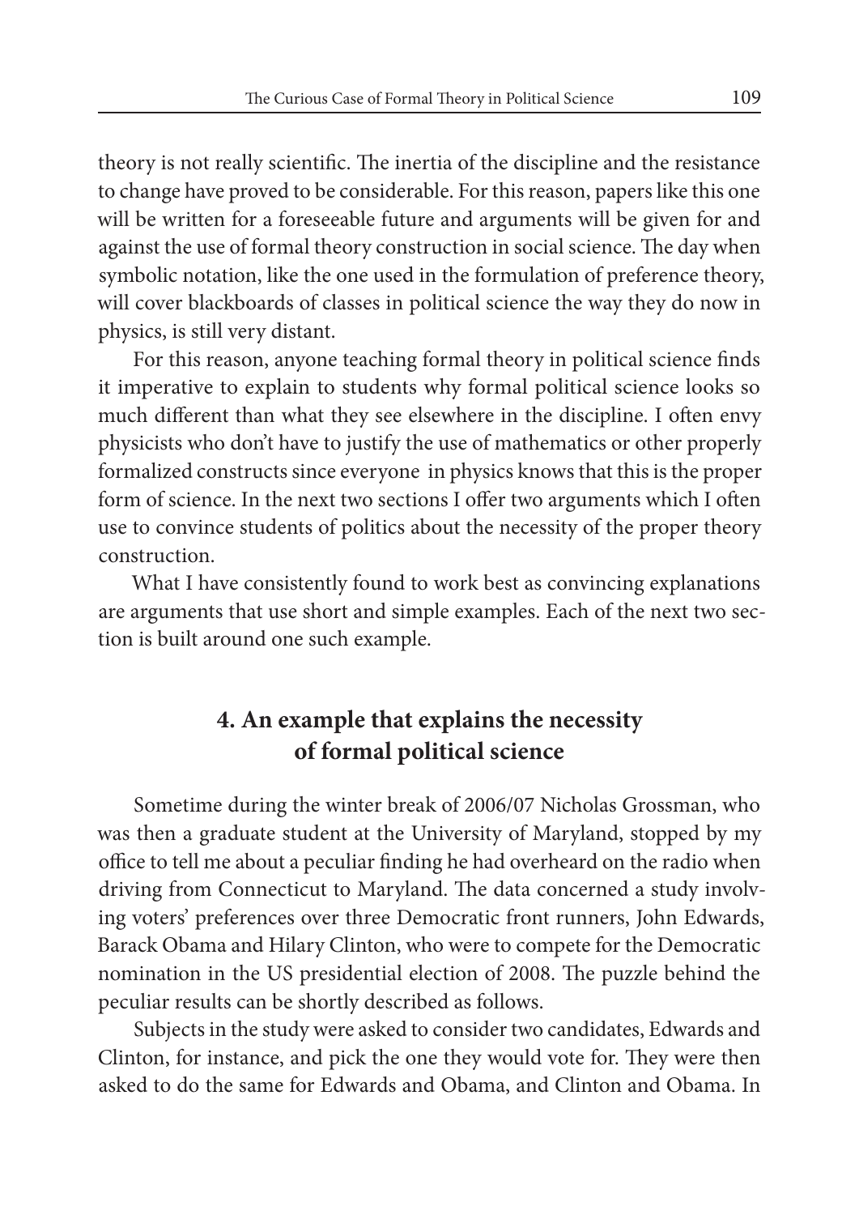theory is not really scientific. The inertia of the discipline and the resistance to change have proved to be considerable. For this reason, papers like this one will be written for a foreseeable future and arguments will be given for and against the use of formal theory construction in social science. The day when symbolic notation, like the one used in the formulation of preference theory, will cover blackboards of classes in political science the way they do now in physics, is still very distant.

For this reason, anyone teaching formal theory in political science finds it imperative to explain to students why formal political science looks so much different than what they see elsewhere in the discipline. I often envy physicists who don't have to justify the use of mathematics or other properly formalized constructs since everyone in physics knows that this is the proper form of science. In the next two sections I offer two arguments which I often use to convince students of politics about the necessity of the proper theory construction.

What I have consistently found to work best as convincing explanations are arguments that use short and simple examples. Each of the next two section is built around one such example.

## 4. An example that explains the necessity of formal political science

Sometime during the winter break of 2006/07 Nicholas Grossman, who was then a graduate student at the University of Maryland, stopped by my office to tell me about a peculiar finding he had overheard on the radio when driving from Connecticut to Maryland. The data concerned a study involving voters' preferences over three Democratic front runners, John Edwards, Barack Obama and Hilary Clinton, who were to compete for the Democratic nomination in the US presidential election of 2008. The puzzle behind the peculiar results can be shortly described as follows.

Subjects in the study were asked to consider two candidates, Edwards and Clinton, for instance, and pick the one they would vote for. They were then asked to do the same for Edwards and Obama, and Clinton and Obama. In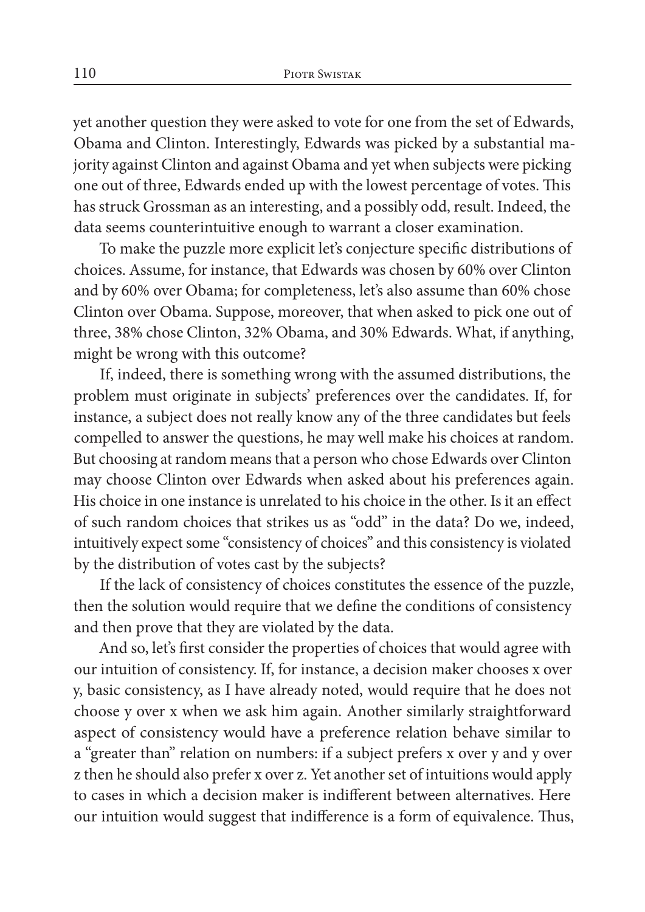yet another question they were asked to vote for one from the set of Edwards, Obama and Clinton. Interestingly, Edwards was picked by a substantial majority against Clinton and against Obama and yet when subjects were picking one out of three, Edwards ended up with the lowest percentage of votes. This has struck Grossman as an interesting, and a possibly odd, result. Indeed, the data seems counterintuitive enough to warrant a closer examination.

To make the puzzle more explicit let's conjecture specific distributions of choices. Assume, for instance, that Edwards was chosen by 60% over Clinton and by 60% over Obama; for completeness, let's also assume than 60% chose Clinton over Obama. Suppose, moreover, that when asked to pick one out of three, 38% chose Clinton, 32% Obama, and 30% Edwards. What, if anything, might be wrong with this outcome?

If, indeed, there is something wrong with the assumed distributions, the problem must originate in subjects' preferences over the candidates. If, for instance, a subject does not really know any of the three candidates but feels compelled to answer the questions, he may well make his choices at random. But choosing at random means that a person who chose Edwards over Clinton may choose Clinton over Edwards when asked about his preferences again. His choice in one instance is unrelated to his choice in the other. Is it an effect of such random choices that strikes us as "odd" in the data? Do we, indeed, intuitively expect some "consistency of choices" and this consistency is violated by the distribution of votes cast by the subjects?

If the lack of consistency of choices constitutes the essence of the puzzle, then the solution would require that we define the conditions of consistency and then prove that they are violated by the data.

And so, let's first consider the properties of choices that would agree with our intuition of consistency. If, for instance, a decision maker chooses x over y, basic consistency, as I have already noted, would require that he does not choose y over x when we ask him again. Another similarly straightforward aspect of consistency would have a preference relation behave similar to a "greater than" relation on numbers: if a subject prefers x over y and y over z then he should also prefer x over z. Yet another set of intuitions would apply to cases in which a decision maker is indifferent between alternatives. Here our intuition would suggest that indifference is a form of equivalence. Thus,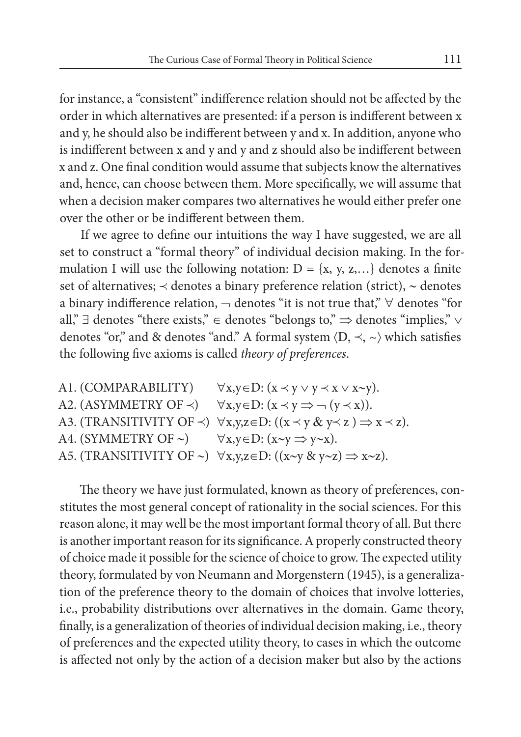for instance, a "consistent" indifference relation should not be affected by the order in which alternatives are presented: if a person is indifferent between x and y, he should also be indifferent between y and x. In addition, anyone who is indifferent between x and y and y and z should also be indifferent between x and z. One final condition would assume that subjects know the alternatives and, hence, can choose between them. More specifically, we will assume that when a decision maker compares two alternatives he would either prefer one over the other or be indifferent between them.

If we agree to define our intuitions the way I have suggested, we are all set to construct a "formal theory" of individual decision making. In the formulation I will use the following notation: $D = \{x, y, z,\ldots\}$ denotes a finite set of alternatives; $\prec$ denotes a binary preference relation (strict), $\sim$ denotes a binary indifference relation, $\neg$ denotes "it is not true that," $\forall$ denotes "for all," $\exists$ denotes "there exists," $\in$ denotes "belongs to," $\Rightarrow$ denotes "implies," $\vee$ denotes "or," and & denotes "and." A formal system $\langle D, \prec, \sim\rangle$ which satisfies the following five axioms is called *theory of preferences*.

A1. (COMPARABILITY) $\forall x,y \in D: (x \prec y \vee y \prec x \vee x \sim y)$.
A2. (ASYMMETRY OF $\prec$) $\forall x,y \in D: (x \prec y \Rightarrow \neg (y \prec x))$.
A3. (TRANSITIVITY OF $\prec$) $\forall x,y,z \in D: ((x \prec y \;\&\; y \prec z) \Rightarrow x \prec z)$.
A4. (SYMMETRY OF $\sim$) $\forall x,y \in D: (x \sim y \Rightarrow y \sim x)$.
A5. (TRANSITIVITY OF $\sim$) $\forall x,y,z \in D: ((x \sim y \;\&\; y \sim z) \Rightarrow x \sim z)$.

The theory we have just formulated, known as theory of preferences, constitutes the most general concept of rationality in the social sciences. For this reason alone, it may well be the most important formal theory of all. But there is another important reason for its significance. A properly constructed theory of choice made it possible for the science of choice to grow. The expected utility theory, formulated by von Neumann and Morgenstern (1945), is a generalization of the preference theory to the domain of choices that involve lotteries, i.e., probability distributions over alternatives in the domain. Game theory, finally, is a generalization of theories of individual decision making, i.e., theory of preferences and the expected utility theory, to cases in which the outcome is affected not only by the action of a decision maker but also by the actions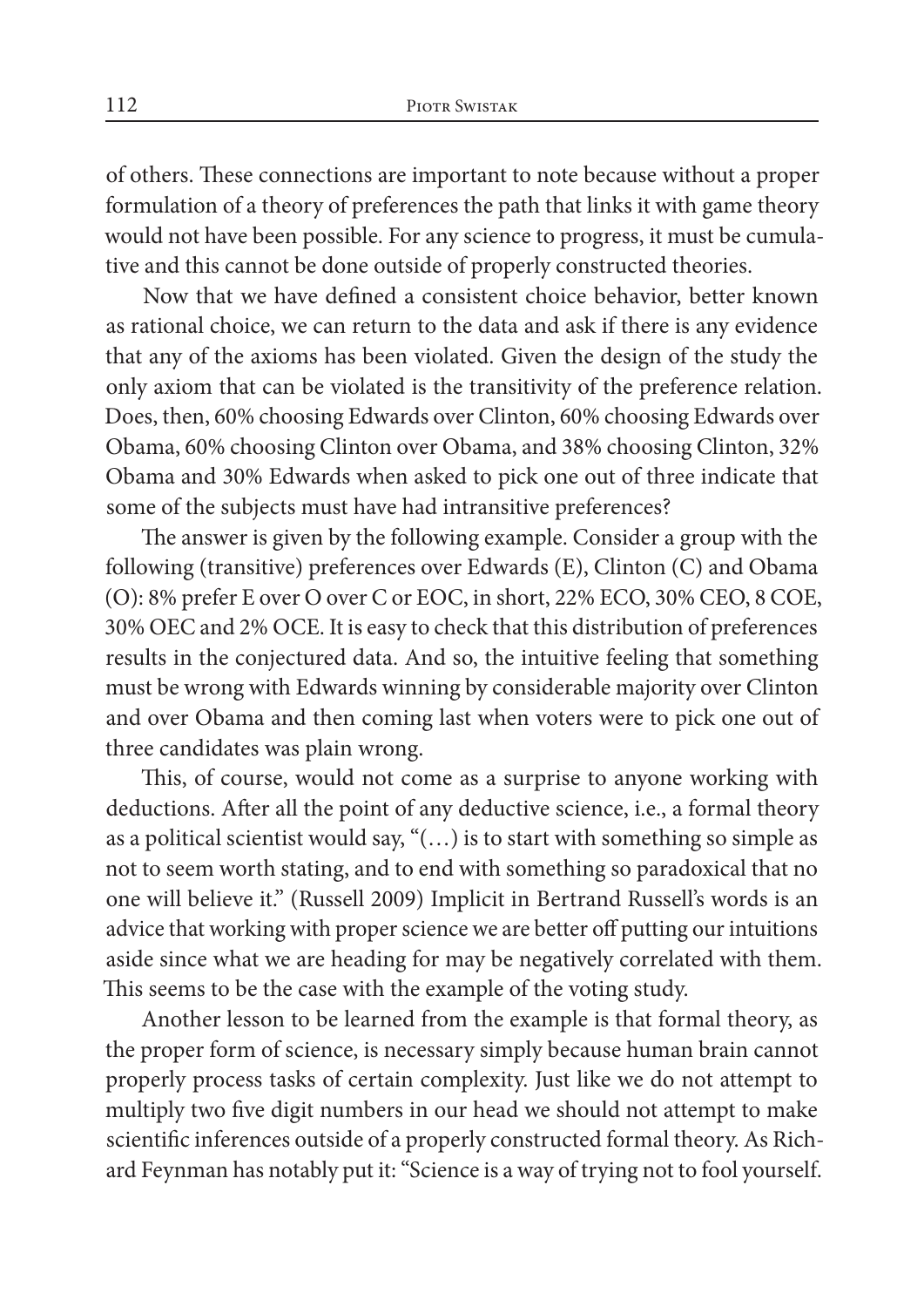of others. These connections are important to note because without a proper formulation of a theory of preferences the path that links it with game theory would not have been possible. For any science to progress, it must be cumulative and this cannot be done outside of properly constructed theories.

Now that we have defined a consistent choice behavior, better known as rational choice, we can return to the data and ask if there is any evidence that any of the axioms has been violated. Given the design of the study the only axiom that can be violated is the transitivity of the preference relation. Does, then, 60% choosing Edwards over Clinton, 60% choosing Edwards over Obama, 60% choosing Clinton over Obama, and 38% choosing Clinton, 32% Obama and 30% Edwards when asked to pick one out of three indicate that some of the subjects must have had intransitive preferences?

The answer is given by the following example. Consider a group with the following (transitive) preferences over Edwards (E), Clinton (C) and Obama (O): 8% prefer E over O over C or EOC, in short, 22% ECO, 30% CEO, 8 COE, 30% OEC and 2% OCE. It is easy to check that this distribution of preferences results in the conjectured data. And so, the intuitive feeling that something must be wrong with Edwards winning by considerable majority over Clinton and over Obama and then coming last when voters were to pick one out of three candidates was plain wrong.

This, of course, would not come as a surprise to anyone working with deductions. After all the point of any deductive science, i.e., a formal theory as a political scientist would say, "(…) is to start with something so simple as not to seem worth stating, and to end with something so paradoxical that no one will believe it." (Russell 2009) Implicit in Bertrand Russell's words is an advice that working with proper science we are better off putting our intuitions aside since what we are heading for may be negatively correlated with them. This seems to be the case with the example of the voting study.

Another lesson to be learned from the example is that formal theory, as the proper form of science, is necessary simply because human brain cannot properly process tasks of certain complexity. Just like we do not attempt to multiply two five digit numbers in our head we should not attempt to make scientific inferences outside of a properly constructed formal theory. As Richard Feynman has notably put it: "Science is a way of trying not to fool yourself.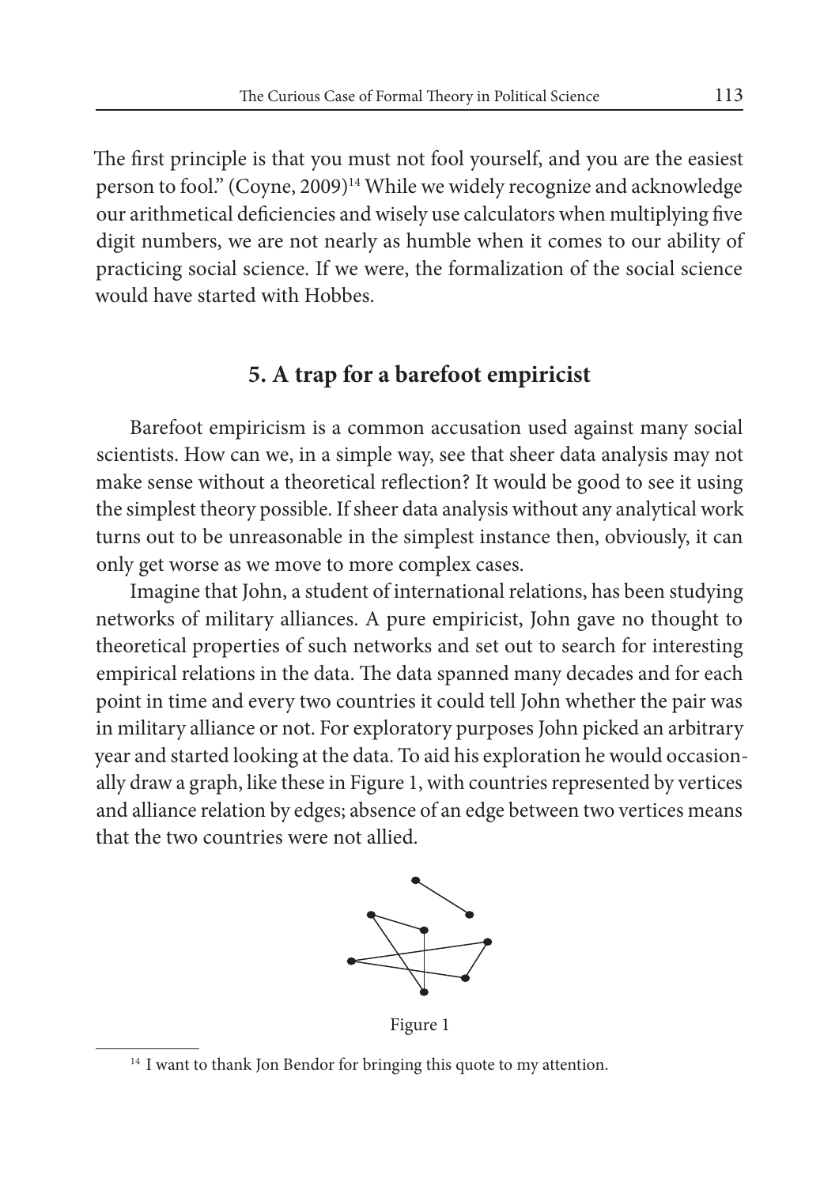The first principle is that you must not fool yourself, and you are the easiest person to fool." (Coyne, 2009)[14] While we widely recognize and acknowledge our arithmetical deficiencies and wisely use calculators when multiplying five digit numbers, we are not nearly as humble when it comes to our ability of practicing social science. If we were, the formalization of the social science would have started with Hobbes.

## 5. A trap for a barefoot empiricist

Barefoot empiricism is a common accusation used against many social scientists. How can we, in a simple way, see that sheer data analysis may not make sense without a theoretical reflection? It would be good to see it using the simplest theory possible. If sheer data analysis without any analytical work turns out to be unreasonable in the simplest instance then, obviously, it can only get worse as we move to more complex cases.

Imagine that John, a student of international relations, has been studying networks of military alliances. A pure empiricist, John gave no thought to theoretical properties of such networks and set out to search for interesting empirical relations in the data. The data spanned many decades and for each point in time and every two countries it could tell John whether the pair was in military alliance or not. For exploratory purposes John picked an arbitrary year and started looking at the data. To aid his exploration he would occasionally draw a graph, like these in Figure 1, with countries represented by vertices and alliance relation by edges; absence of an edge between two vertices means that the two countries were not allied.

Figure 1

[14] I want to thank Jon Bendor for bringing this quote to my attention.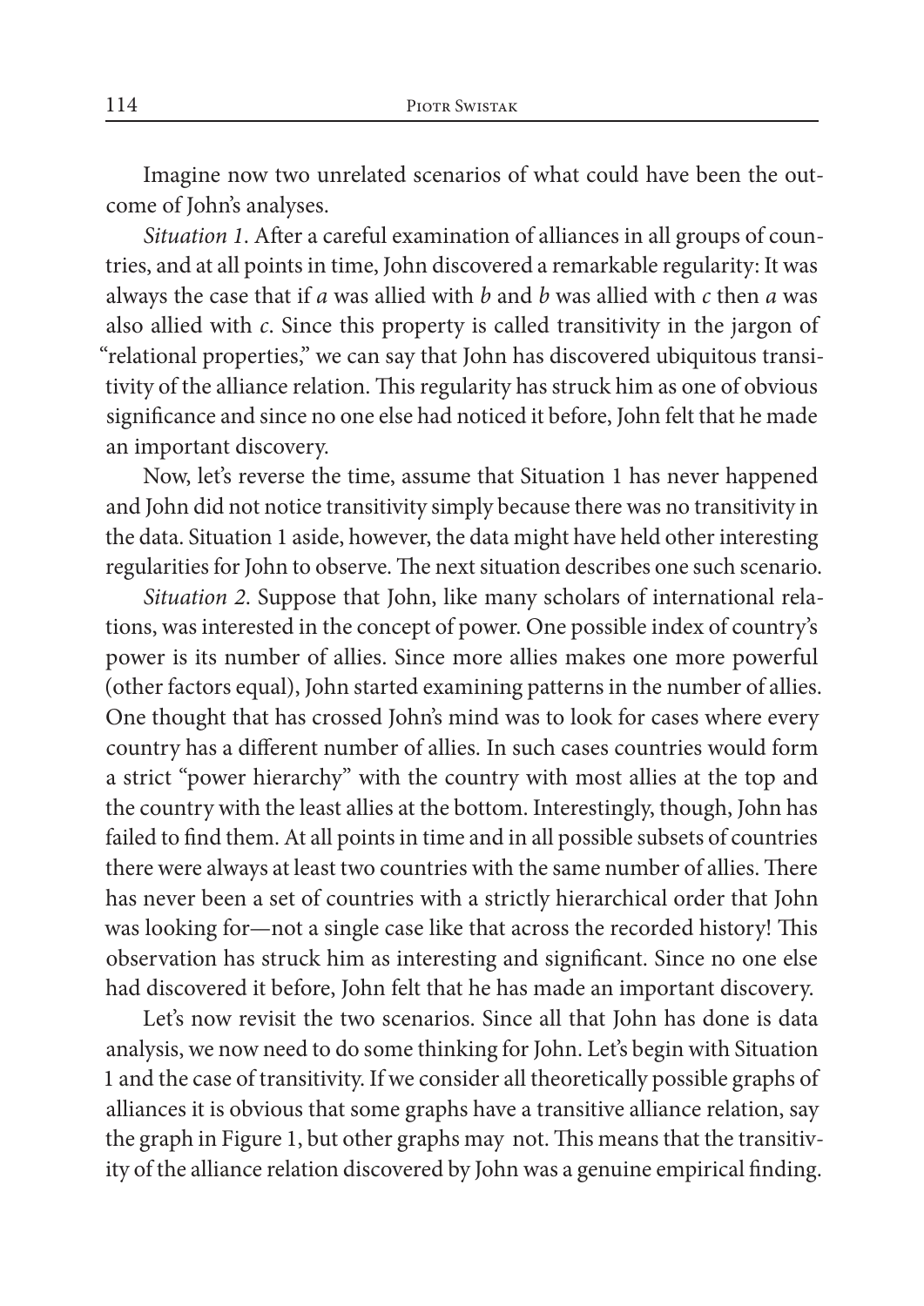Imagine now two unrelated scenarios of what could have been the outcome of John's analyses.

*Situation 1*. After a careful examination of alliances in all groups of countries, and at all points in time, John discovered a remarkable regularity: It was always the case that if *a* was allied with *b* and *b* was allied with *c* then *a* was also allied with *c*. Since this property is called transitivity in the jargon of "relational properties," we can say that John has discovered ubiquitous transitivity of the alliance relation. This regularity has struck him as one of obvious significance and since no one else had noticed it before, John felt that he made an important discovery.

Now, let's reverse the time, assume that Situation 1 has never happened and John did not notice transitivity simply because there was no transitivity in the data. Situation 1 aside, however, the data might have held other interesting regularities for John to observe. The next situation describes one such scenario.

*Situation 2*. Suppose that John, like many scholars of international relations, was interested in the concept of power. One possible index of country's power is its number of allies. Since more allies makes one more powerful (other factors equal), John started examining patterns in the number of allies. One thought that has crossed John's mind was to look for cases where every country has a different number of allies. In such cases countries would form a strict "power hierarchy" with the country with most allies at the top and the country with the least allies at the bottom. Interestingly, though, John has failed to find them. At all points in time and in all possible subsets of countries there were always at least two countries with the same number of allies. There has never been a set of countries with a strictly hierarchical order that John was looking for—not a single case like that across the recorded history! This observation has struck him as interesting and significant. Since no one else had discovered it before, John felt that he has made an important discovery.

Let's now revisit the two scenarios. Since all that John has done is data analysis, we now need to do some thinking for John. Let's begin with Situation 1 and the case of transitivity. If we consider all theoretically possible graphs of alliances it is obvious that some graphs have a transitive alliance relation, say the graph in Figure 1, but other graphs may not. This means that the transitivity of the alliance relation discovered by John was a genuine empirical finding.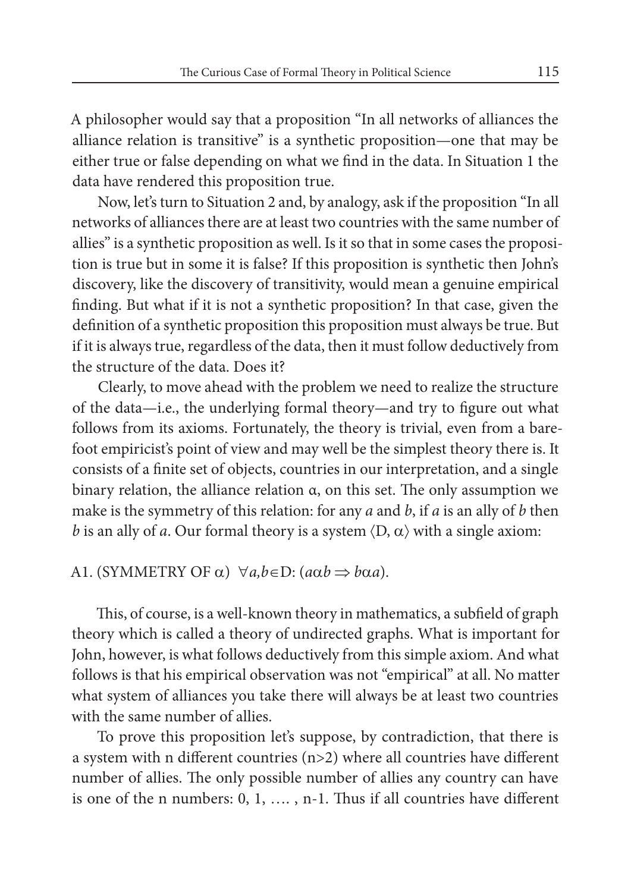A philosopher would say that a proposition "In all networks of alliances the alliance relation is transitive" is a synthetic proposition—one that may be either true or false depending on what we find in the data. In Situation 1 the data have rendered this proposition true.

Now, let's turn to Situation 2 and, by analogy, ask if the proposition "In all networks of alliances there are at least two countries with the same number of allies" is a synthetic proposition as well. Is it so that in some cases the proposition is true but in some it is false? If this proposition is synthetic then John's discovery, like the discovery of transitivity, would mean a genuine empirical finding. But what if it is not a synthetic proposition? In that case, given the definition of a synthetic proposition this proposition must always be true. But if it is always true, regardless of the data, then it must follow deductively from the structure of the data. Does it?

Clearly, to move ahead with the problem we need to realize the structure of the data—i.e., the underlying formal theory—and try to figure out what follows from its axioms. Fortunately, the theory is trivial, even from a barefoot empiricist's point of view and may well be the simplest theory there is. It consists of a finite set of objects, countries in our interpretation, and a single binary relation, the alliance relation $\alpha$, on this set. The only assumption we make is the symmetry of this relation: for any $a$ and $b$, if $a$ is an ally of $b$ then $b$ is an ally of $a$. Our formal theory is a system $\langle D, \alpha \rangle$ with a single axiom:

A1. (SYMMETRY OF $\alpha$) $\forall a,b \in D: (a\alpha b \Rightarrow b\alpha a)$.

This, of course, is a well-known theory in mathematics, a subfield of graph theory which is called a theory of undirected graphs. What is important for John, however, is what follows deductively from this simple axiom. And what follows is that his empirical observation was not "empirical" at all. No matter what system of alliances you take there will always be at least two countries with the same number of allies.

To prove this proposition let's suppose, by contradiction, that there is a system with n different countries (n>2) where all countries have different number of allies. The only possible number of allies any country can have is one of the n numbers: 0, 1, …. , n-1. Thus if all countries have different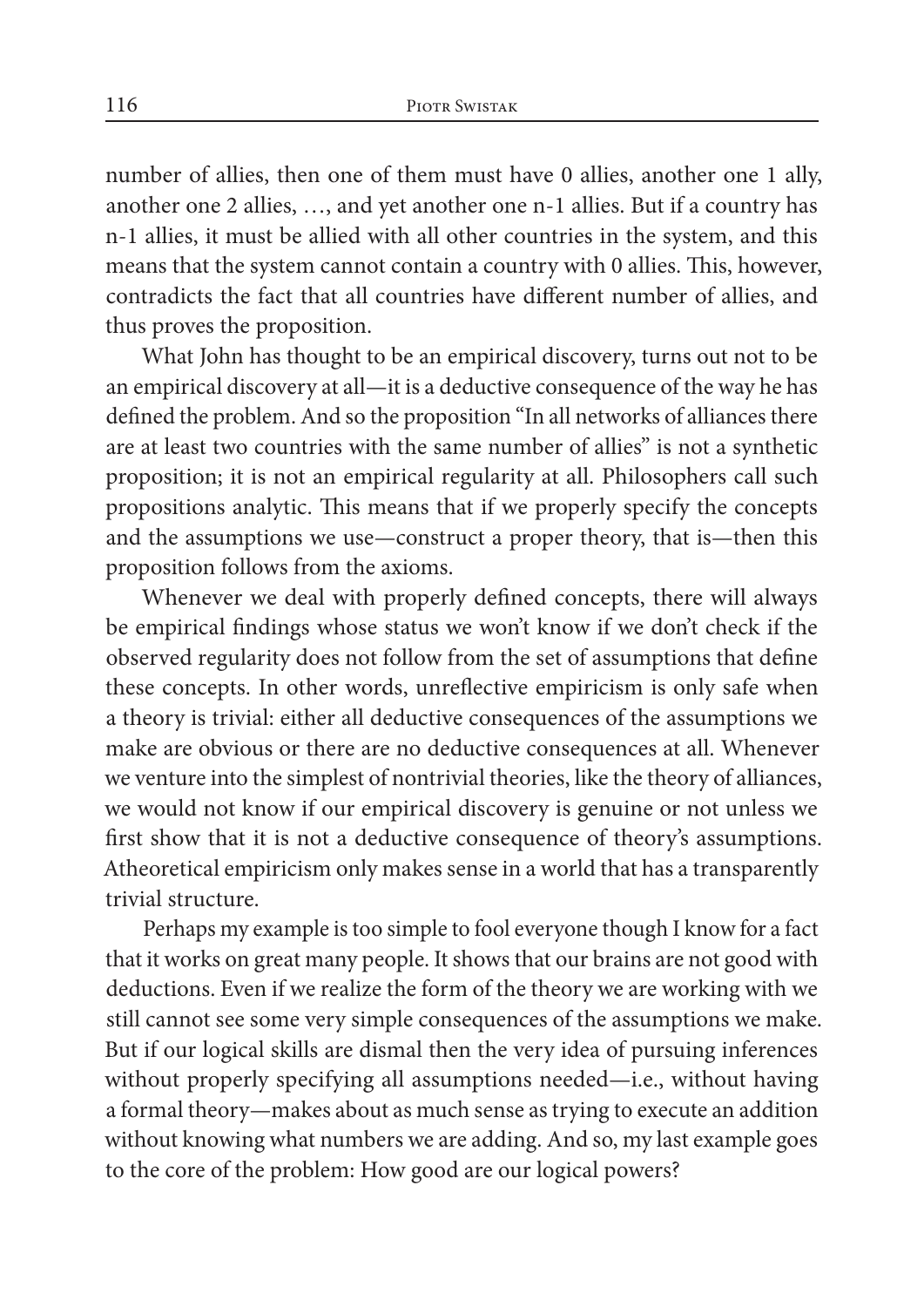number of allies, then one of them must have 0 allies, another one 1 ally, another one 2 allies, …, and yet another one n-1 allies. But if a country has n-1 allies, it must be allied with all other countries in the system, and this means that the system cannot contain a country with 0 allies. This, however, contradicts the fact that all countries have different number of allies, and thus proves the proposition.

What John has thought to be an empirical discovery, turns out not to be an empirical discovery at all—it is a deductive consequence of the way he has defined the problem. And so the proposition "In all networks of alliances there are at least two countries with the same number of allies" is not a synthetic proposition; it is not an empirical regularity at all. Philosophers call such propositions analytic. This means that if we properly specify the concepts and the assumptions we use—construct a proper theory, that is—then this proposition follows from the axioms.

Whenever we deal with properly defined concepts, there will always be empirical findings whose status we won't know if we don't check if the observed regularity does not follow from the set of assumptions that define these concepts. In other words, unreflective empiricism is only safe when a theory is trivial: either all deductive consequences of the assumptions we make are obvious or there are no deductive consequences at all. Whenever we venture into the simplest of nontrivial theories, like the theory of alliances, we would not know if our empirical discovery is genuine or not unless we first show that it is not a deductive consequence of theory's assumptions. Atheoretical empiricism only makes sense in a world that has a transparently trivial structure.

Perhaps my example is too simple to fool everyone though I know for a fact that it works on great many people. It shows that our brains are not good with deductions. Even if we realize the form of the theory we are working with we still cannot see some very simple consequences of the assumptions we make. But if our logical skills are dismal then the very idea of pursuing inferences without properly specifying all assumptions needed—i.e., without having a formal theory—makes about as much sense as trying to execute an addition without knowing what numbers we are adding. And so, my last example goes to the core of the problem: How good are our logical powers?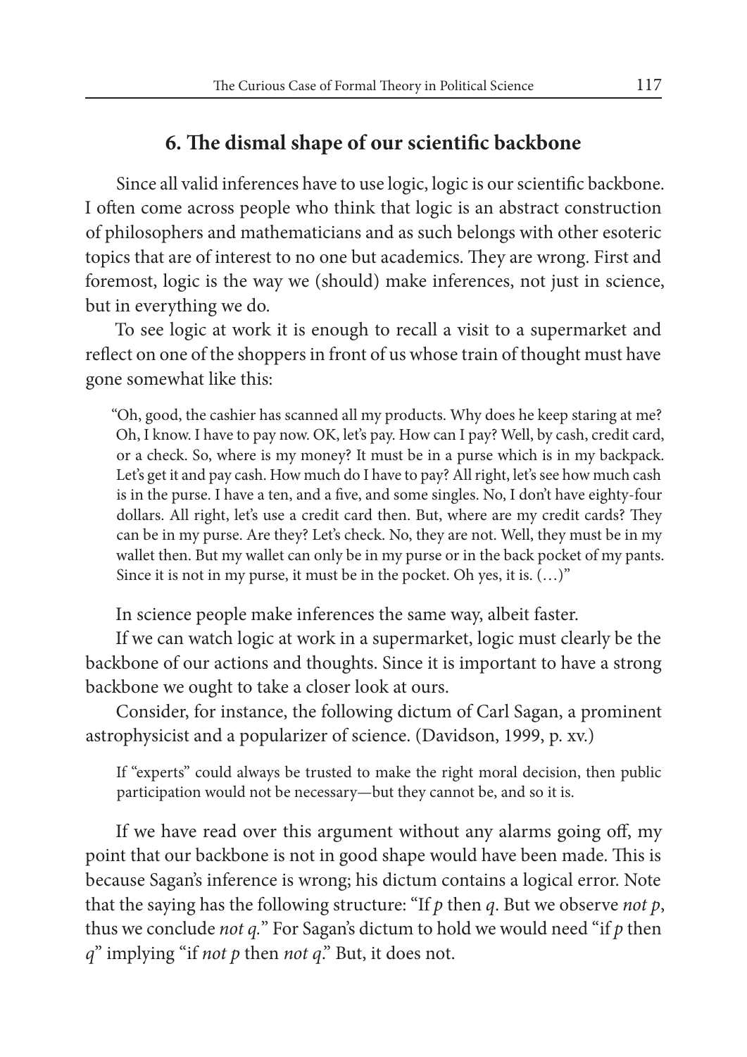## 6. The dismal shape of our scientific backbone

Since all valid inferences have to use logic, logic is our scientific backbone. I often come across people who think that logic is an abstract construction of philosophers and mathematicians and as such belongs with other esoteric topics that are of interest to no one but academics. They are wrong. First and foremost, logic is the way we (should) make inferences, not just in science, but in everything we do.

To see logic at work it is enough to recall a visit to a supermarket and reflect on one of the shoppers in front of us whose train of thought must have gone somewhat like this:

> "Oh, good, the cashier has scanned all my products. Why does he keep staring at me? Oh, I know. I have to pay now. OK, let's pay. How can I pay? Well, by cash, credit card, or a check. So, where is my money? It must be in a purse which is in my backpack. Let's get it and pay cash. How much do I have to pay? All right, let's see how much cash is in the purse. I have a ten, and a five, and some singles. No, I don't have eighty-four dollars. All right, let's use a credit card then. But, where are my credit cards? They can be in my purse. Are they? Let's check. No, they are not. Well, they must be in my wallet then. But my wallet can only be in my purse or in the back pocket of my pants. Since it is not in my purse, it must be in the pocket. Oh yes, it is. (…)"

In science people make inferences the same way, albeit faster.

If we can watch logic at work in a supermarket, logic must clearly be the backbone of our actions and thoughts. Since it is important to have a strong backbone we ought to take a closer look at ours.

Consider, for instance, the following dictum of Carl Sagan, a prominent astrophysicist and a popularizer of science. (Davidson, 1999, p. xv.)

> If "experts" could always be trusted to make the right moral decision, then public participation would not be necessary—but they cannot be, and so it is.

If we have read over this argument without any alarms going off, my point that our backbone is not in good shape would have been made. This is because Sagan's inference is wrong; his dictum contains a logical error. Note that the saying has the following structure: "If $p$ then $q$. But we observe *not* $p$, thus we conclude *not* $q$." For Sagan's dictum to hold we would need "if $p$ then $q$" implying "if *not* $p$ then *not* $q$." But, it does not.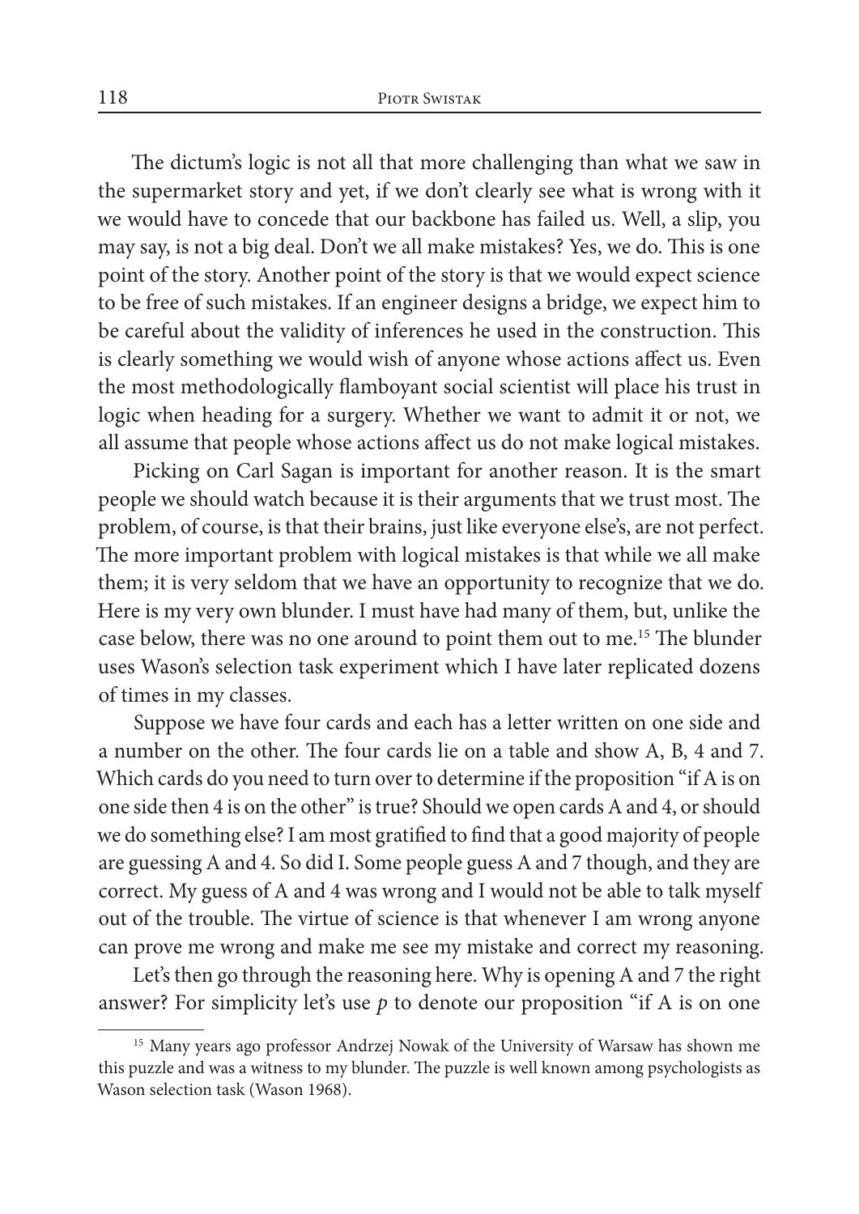The dictum's logic is not all that more challenging than what we saw in the supermarket story and yet, if we don't clearly see what is wrong with it we would have to concede that our backbone has failed us. Well, a slip, you may say, is not a big deal. Don't we all make mistakes? Yes, we do. This is one point of the story. Another point of the story is that we would expect science to be free of such mistakes. If an engineer designs a bridge, we expect him to be careful about the validity of inferences he used in the construction. This is clearly something we would wish of anyone whose actions affect us. Even the most methodologically flamboyant social scientist will place his trust in logic when heading for a surgery. Whether we want to admit it or not, we all assume that people whose actions affect us do not make logical mistakes.

Picking on Carl Sagan is important for another reason. It is the smart people we should watch because it is their arguments that we trust most. The problem, of course, is that their brains, just like everyone else's, are not perfect. The more important problem with logical mistakes is that while we all make them; it is very seldom that we have an opportunity to recognize that we do. Here is my very own blunder. I must have had many of them, but, unlike the case below, there was no one around to point them out to me.[15] The blunder uses Wason's selection task experiment which I have later replicated dozens of times in my classes.

Suppose we have four cards and each has a letter written on one side and a number on the other. The four cards lie on a table and show A, B, 4 and 7. Which cards do you need to turn over to determine if the proposition "if A is on one side then 4 is on the other" is true? Should we open cards A and 4, or should we do something else? I am most gratified to find that a good majority of people are guessing A and 4. So did I. Some people guess A and 7 though, and they are correct. My guess of A and 4 was wrong and I would not be able to talk myself out of the trouble. The virtue of science is that whenever I am wrong anyone can prove me wrong and make me see my mistake and correct my reasoning.

Let's then go through the reasoning here. Why is opening A and 7 the right answer? For simplicity let's use $p$ to denote our proposition "if A is on one

[15] Many years ago professor Andrzej Nowak of the University of Warsaw has shown me this puzzle and was a witness to my blunder. The puzzle is well known among psychologists as Wason selection task (Wason 1968).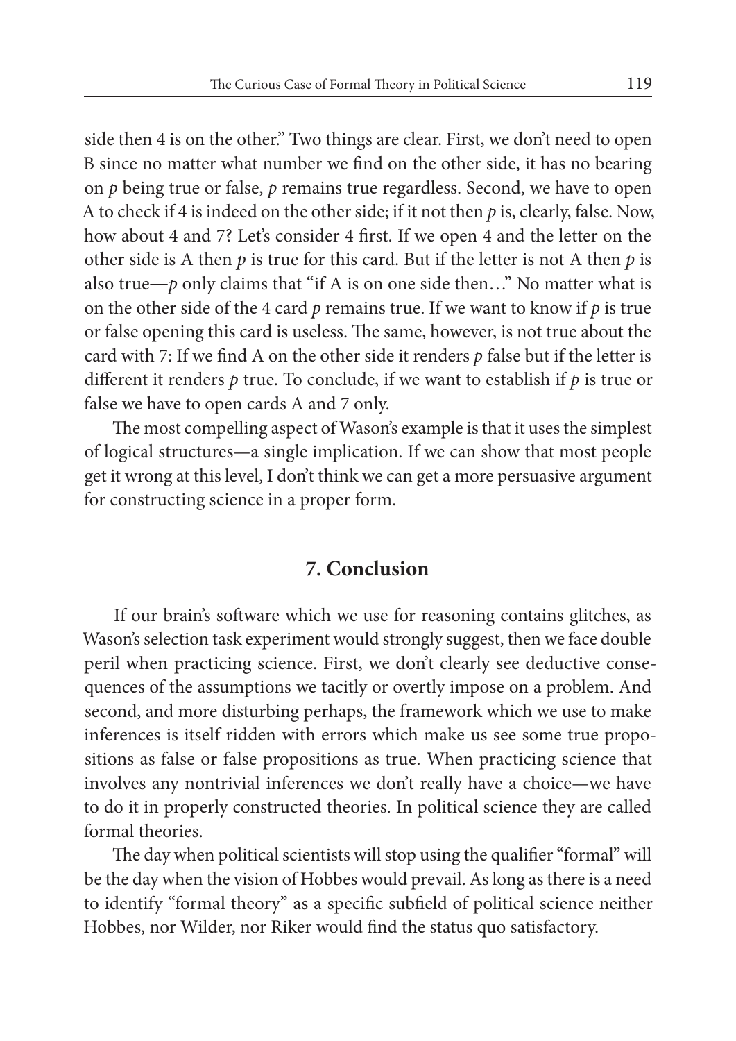side then 4 is on the other." Two things are clear. First, we don't need to open B since no matter what number we find on the other side, it has no bearing on $p$ being true or false, $p$ remains true regardless. Second, we have to open A to check if 4 is indeed on the other side; if it not then $p$ is, clearly, false. Now, how about 4 and 7? Let's consider 4 first. If we open 4 and the letter on the other side is A then $p$ is true for this card. But if the letter is not A then $p$ is also true—$p$ only claims that "if A is on one side then…" No matter what is on the other side of the 4 card $p$ remains true. If we want to know if $p$ is true or false opening this card is useless. The same, however, is not true about the card with 7: If we find A on the other side it renders $p$ false but if the letter is different it renders $p$ true. To conclude, if we want to establish if $p$ is true or false we have to open cards A and 7 only.

The most compelling aspect of Wason's example is that it uses the simplest of logical structures—a single implication. If we can show that most people get it wrong at this level, I don't think we can get a more persuasive argument for constructing science in a proper form.

## 7. Conclusion

If our brain's software which we use for reasoning contains glitches, as Wason's selection task experiment would strongly suggest, then we face double peril when practicing science. First, we don't clearly see deductive consequences of the assumptions we tacitly or overtly impose on a problem. And second, and more disturbing perhaps, the framework which we use to make inferences is itself ridden with errors which make us see some true propositions as false or false propositions as true. When practicing science that involves any nontrivial inferences we don't really have a choice—we have to do it in properly constructed theories. In political science they are called formal theories.

The day when political scientists will stop using the qualifier "formal" will be the day when the vision of Hobbes would prevail. As long as there is a need to identify "formal theory" as a specific subfield of political science neither Hobbes, nor Wilder, nor Riker would find the status quo satisfactory.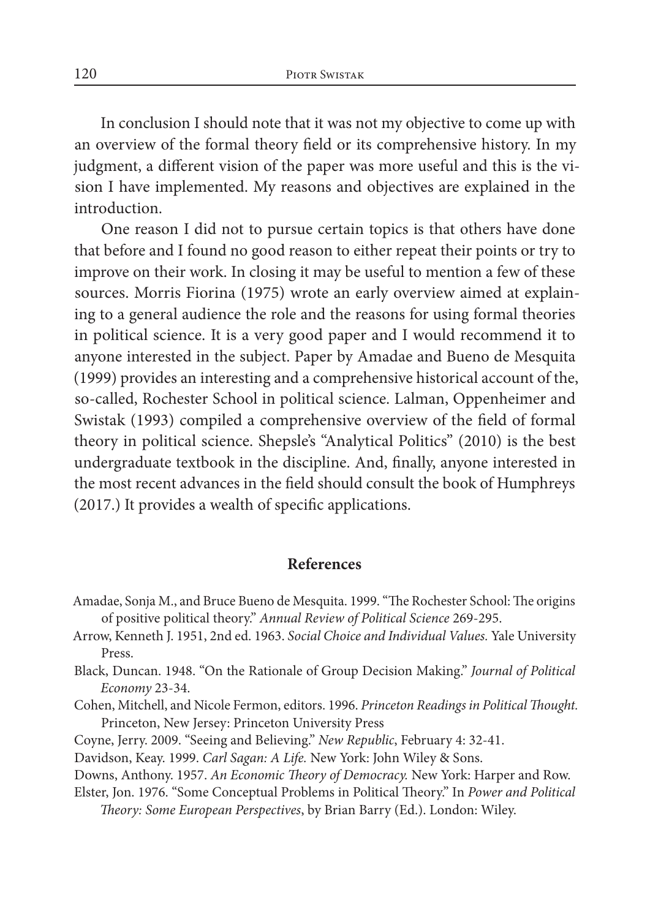In conclusion I should note that it was not my objective to come up with an overview of the formal theory field or its comprehensive history. In my judgment, a different vision of the paper was more useful and this is the vision I have implemented. My reasons and objectives are explained in the introduction.

One reason I did not to pursue certain topics is that others have done that before and I found no good reason to either repeat their points or try to improve on their work. In closing it may be useful to mention a few of these sources. Morris Fiorina (1975) wrote an early overview aimed at explaining to a general audience the role and the reasons for using formal theories in political science. It is a very good paper and I would recommend it to anyone interested in the subject. Paper by Amadae and Bueno de Mesquita (1999) provides an interesting and a comprehensive historical account of the, so-called, Rochester School in political science. Lalman, Oppenheimer and Swistak (1993) compiled a comprehensive overview of the field of formal theory in political science. Shepsle's "Analytical Politics" (2010) is the best undergraduate textbook in the discipline. And, finally, anyone interested in the most recent advances in the field should consult the book of Humphreys (2017.) It provides a wealth of specific applications.

## References

Amadae, Sonja M., and Bruce Bueno de Mesquita. 1999. "The Rochester School: The origins of positive political theory." *Annual Review of Political Science* 269-295.

Arrow, Kenneth J. 1951, 2nd ed. 1963. *Social Choice and Individual Values.* Yale University Press.

Black, Duncan. 1948. "On the Rationale of Group Decision Making." *Journal of Political Economy* 23-34.

Cohen, Mitchell, and Nicole Fermon, editors. 1996. *Princeton Readings in Political Thought.* Princeton, New Jersey: Princeton University Press

Coyne, Jerry. 2009. "Seeing and Believing." *New Republic*, February 4: 32-41.

Davidson, Keay. 1999. *Carl Sagan: A Life.* New York: John Wiley & Sons.

Downs, Anthony. 1957. *An Economic Theory of Democracy.* New York: Harper and Row.

Elster, Jon. 1976. "Some Conceptual Problems in Political Theory." In *Power and Political Theory: Some European Perspectives*, by Brian Barry (Ed.). London: Wiley.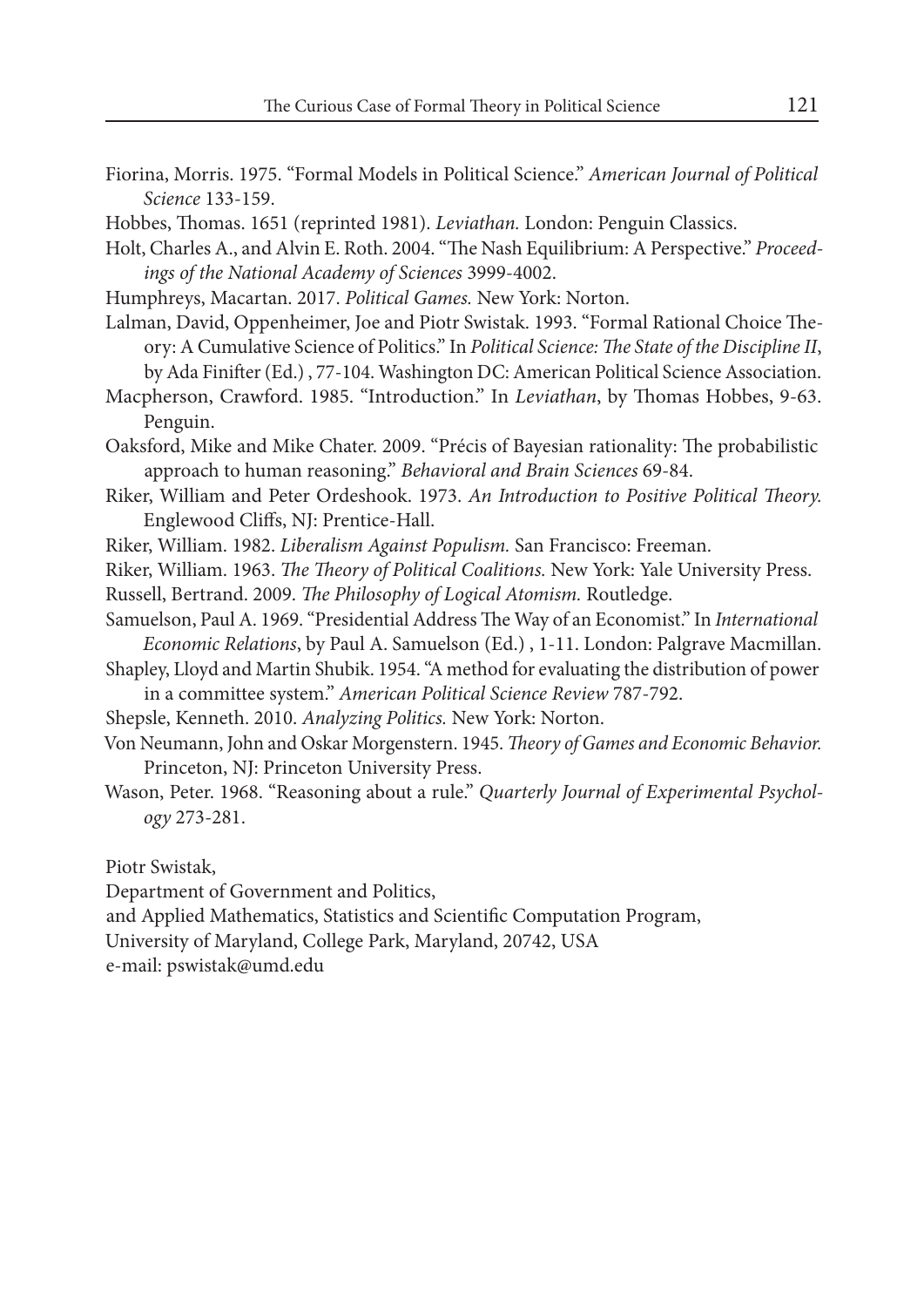Fiorina, Morris. 1975. "Formal Models in Political Science." *American Journal of Political Science* 133-159.

Hobbes, Thomas. 1651 (reprinted 1981). *Leviathan.* London: Penguin Classics.

Holt, Charles A., and Alvin E. Roth. 2004. "The Nash Equilibrium: A Perspective." *Proceedings of the National Academy of Sciences* 3999-4002.

Humphreys, Macartan. 2017. *Political Games.* New York: Norton.

Lalman, David, Oppenheimer, Joe and Piotr Swistak. 1993. "Formal Rational Choice Theory: A Cumulative Science of Politics." In *Political Science: The State of the Discipline II*, by Ada Finifter (Ed.) , 77-104. Washington DC: American Political Science Association.

Macpherson, Crawford. 1985. "Introduction." In *Leviathan*, by Thomas Hobbes, 9-63. Penguin.

Oaksford, Mike and Mike Chater. 2009. "Précis of Bayesian rationality: The probabilistic approach to human reasoning." *Behavioral and Brain Sciences* 69-84.

Riker, William and Peter Ordeshook. 1973. *An Introduction to Positive Political Theory.* Englewood Cliffs, NJ: Prentice-Hall.

Riker, William. 1982. *Liberalism Against Populism.* San Francisco: Freeman.

Riker, William. 1963. *The Theory of Political Coalitions.* New York: Yale University Press.

Russell, Bertrand. 2009. *The Philosophy of Logical Atomism.* Routledge.

Samuelson, Paul A. 1969. "Presidential Address The Way of an Economist." In *International Economic Relations*, by Paul A. Samuelson (Ed.) , 1-11. London: Palgrave Macmillan.

Shapley, Lloyd and Martin Shubik. 1954. "A method for evaluating the distribution of power in a committee system." *American Political Science Review* 787-792.

Shepsle, Kenneth. 2010. *Analyzing Politics.* New York: Norton.

Von Neumann, John and Oskar Morgenstern. 1945. *Theory of Games and Economic Behavior.* Princeton, NJ: Princeton University Press.

Wason, Peter. 1968. "Reasoning about a rule." *Quarterly Journal of Experimental Psychology* 273-281.

Piotr Swistak,  
Department of Government and Politics,  
and Applied Mathematics, Statistics and Scientific Computation Program,  
University of Maryland, College Park, Maryland, 20742, USA  
e-mail: pswistak@umd.edu